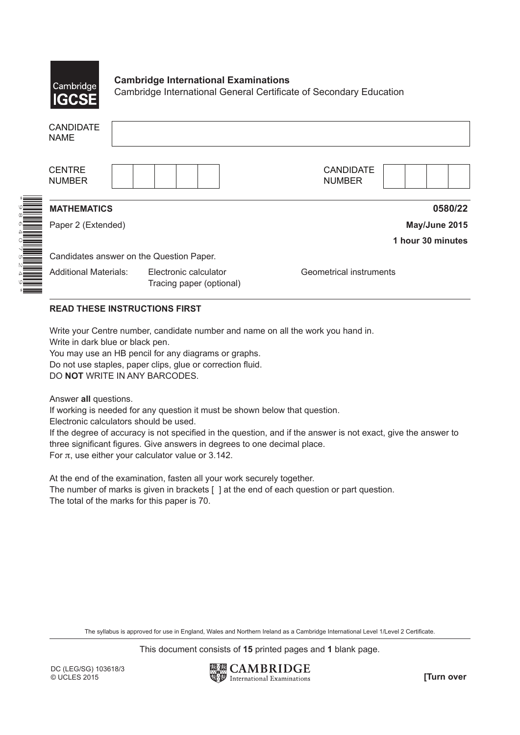**Cambridge International Examinations**
Cambridge International General Certificate of Secondary Education

| CANDIDATE NAME | |
|---|---|

| CENTRE NUMBER | | | | | | CANDIDATE NUMBER | | | | |
|---|---|---|---|---|---|---|---|---|---|---|

**MATHEMATICS** **0580/22**

Paper 2 (Extended) **May/June 2015**

**1 hour 30 minutes**

Candidates answer on the Question Paper.

Additional Materials: Electronic calculator, Tracing paper (optional), Geometrical instruments

**READ THESE INSTRUCTIONS FIRST**

Write your Centre number, candidate number and name on all the work you hand in.
Write in dark blue or black pen.
You may use an HB pencil for any diagrams or graphs.
Do not use staples, paper clips, glue or correction fluid.
DO **NOT** WRITE IN ANY BARCODES.

Answer **all** questions.
If working is needed for any question it must be shown below that question.
Electronic calculators should be used.
If the degree of accuracy is not specified in the question, and if the answer is not exact, give the answer to three significant figures. Give answers in degrees to one decimal place.
For $\pi$, use either your calculator value or 3.142.

At the end of the examination, fasten all your work securely together.
The number of marks is given in brackets [ ] at the end of each question or part question.
The total of the marks for this paper is 70.

The syllabus is approved for use in England, Wales and Northern Ireland as a Cambridge International Level 1/Level 2 Certificate.

This document consists of **15** printed pages and **1** blank page.

DC (LEG/SG) 103618/3
© UCLES 2015

**[Turn over**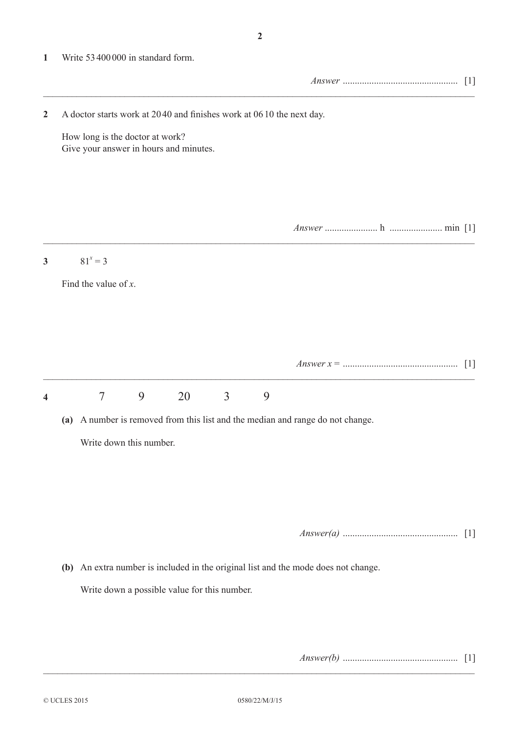**1** Write 53 400 000 in standard form.

*Answer* ................................................ [1]

---

**2** A doctor starts work at 20 40 and finishes work at 06 10 the next day.

How long is the doctor at work?
Give your answer in hours and minutes.

*Answer* ...................... h ...................... min [1]

---

**3** $81^x = 3$

Find the value of $x$.

*Answer* $x =$ ................................................ [1]

---

**4** 7 9 20 3 9

**(a)** A number is removed from this list and the median and range do not change.

Write down this number.

*Answer(a)* ................................................ [1]

**(b)** An extra number is included in the original list and the mode does not change.

Write down a possible value for this number.

*Answer(b)* ................................................ [1]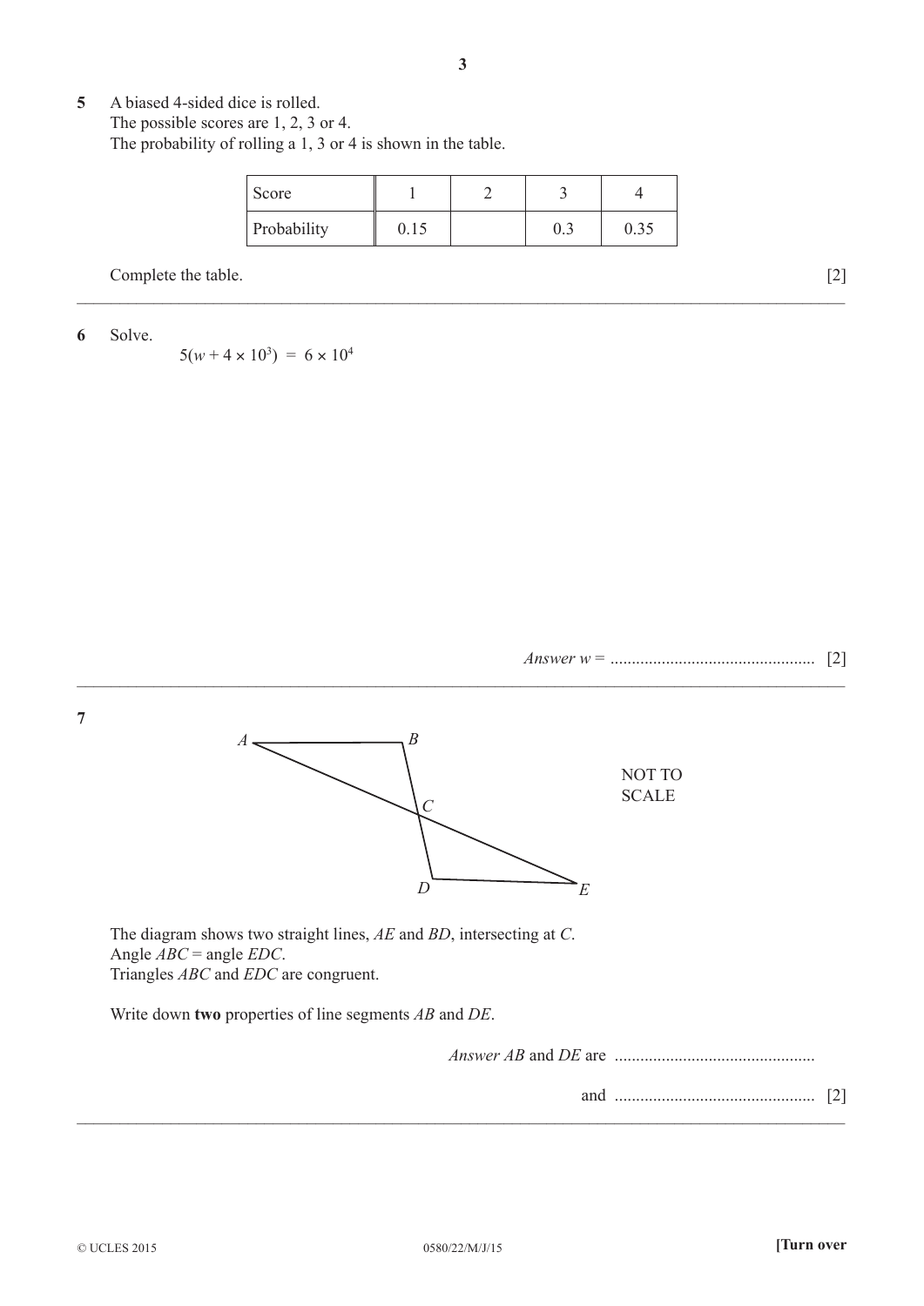**5** A biased 4-sided dice is rolled.
The possible scores are 1, 2, 3 or 4.
The probability of rolling a 1, 3 or 4 is shown in the table.

| Score | 1 | 2 | 3 | 4 |
|---|---|---|---|---|
| Probability | 0.15 | | 0.3 | 0.35 |

Complete the table. [2]

---

**6** Solve.

$$5(w + 4 \times 10^3) = 6 \times 10^4$$

*Answer* $w$ = ................................................ [2]

---

**7**

NOT TO SCALE

The diagram shows two straight lines, *AE* and *BD*, intersecting at *C*.
Angle *ABC* = angle *EDC*.
Triangles *ABC* and *EDC* are congruent.

Write down **two** properties of line segments *AB* and *DE*.

*Answer AB* and *DE* are ...............................................

and ............................................... [2]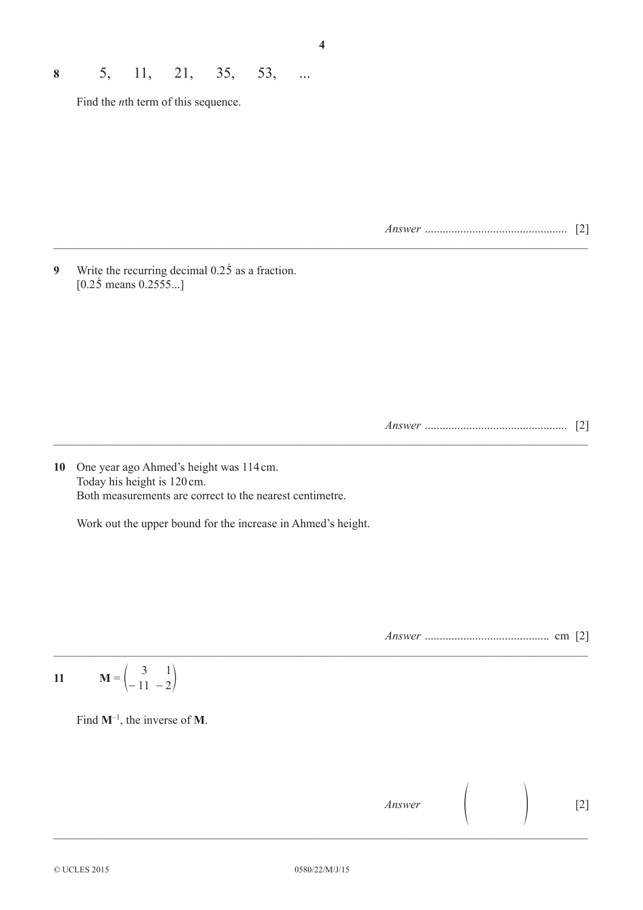**8** $5, \quad 11, \quad 21, \quad 35, \quad 53, \quad ...$

Find the $n$th term of this sequence.

*Answer* ................................................ [2]

---

**9** Write the recurring decimal $0.2\dot{5}$ as a fraction.
[$0.2\dot{5}$ means 0.2555...]

*Answer* ................................................ [2]

---

**10** One year ago Ahmed's height was 114 cm.
Today his height is 120 cm.
Both measurements are correct to the nearest centimetre.

Work out the upper bound for the increase in Ahmed's height.

*Answer* .......................................... cm [2]

---

**11** $\mathbf{M} = \begin{pmatrix} 3 & 1 \\ -11 & -2 \end{pmatrix}$

Find $\mathbf{M}^{-1}$, the inverse of $\mathbf{M}$.

*Answer* $\begin{pmatrix} \quad & \quad \\ \quad & \quad \end{pmatrix}$ [2]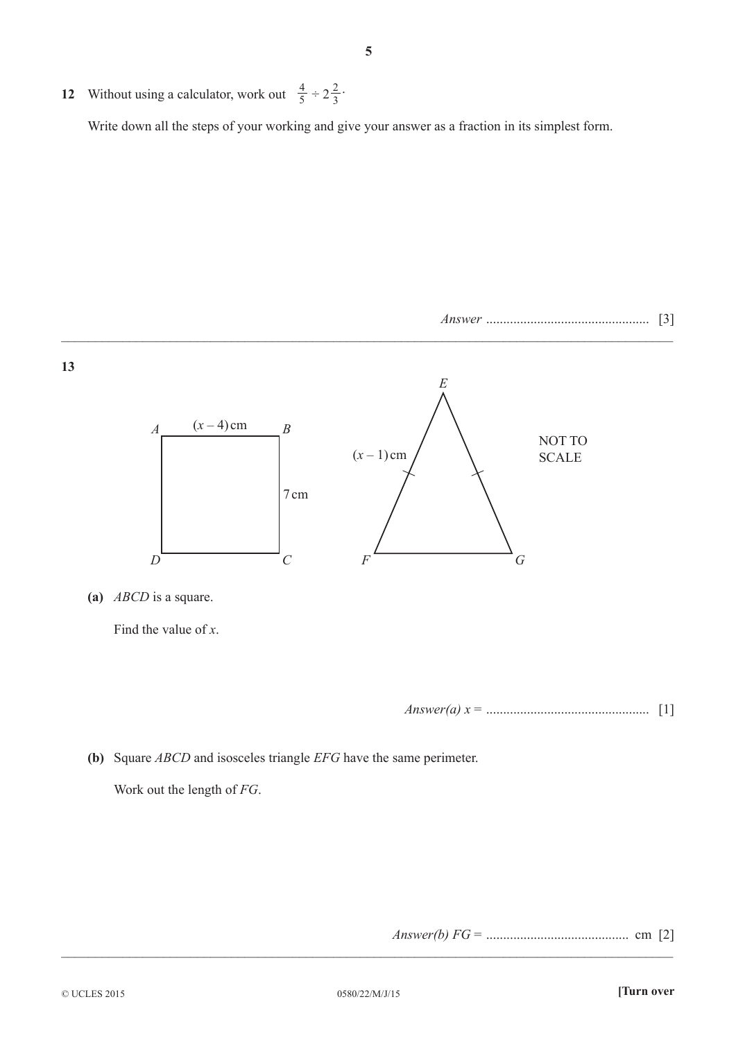**12** Without using a calculator, work out $\frac{4}{5} \div 2\frac{2}{3}$.

Write down all the steps of your working and give your answer as a fraction in its simplest form.

*Answer* ................................................ [3]

---

**13**

$A$ $(x-4)$ cm $B$

7 cm

$D$ $C$

$E$

$(x-1)$ cm

$F$ $G$

NOT TO SCALE

**(a)** *ABCD* is a square.

Find the value of $x$.

*Answer(a)* $x$ = ................................................ [1]

**(b)** Square *ABCD* and isosceles triangle *EFG* have the same perimeter.

Work out the length of *FG*.

*Answer(b)* *FG* = .......................................... cm [2]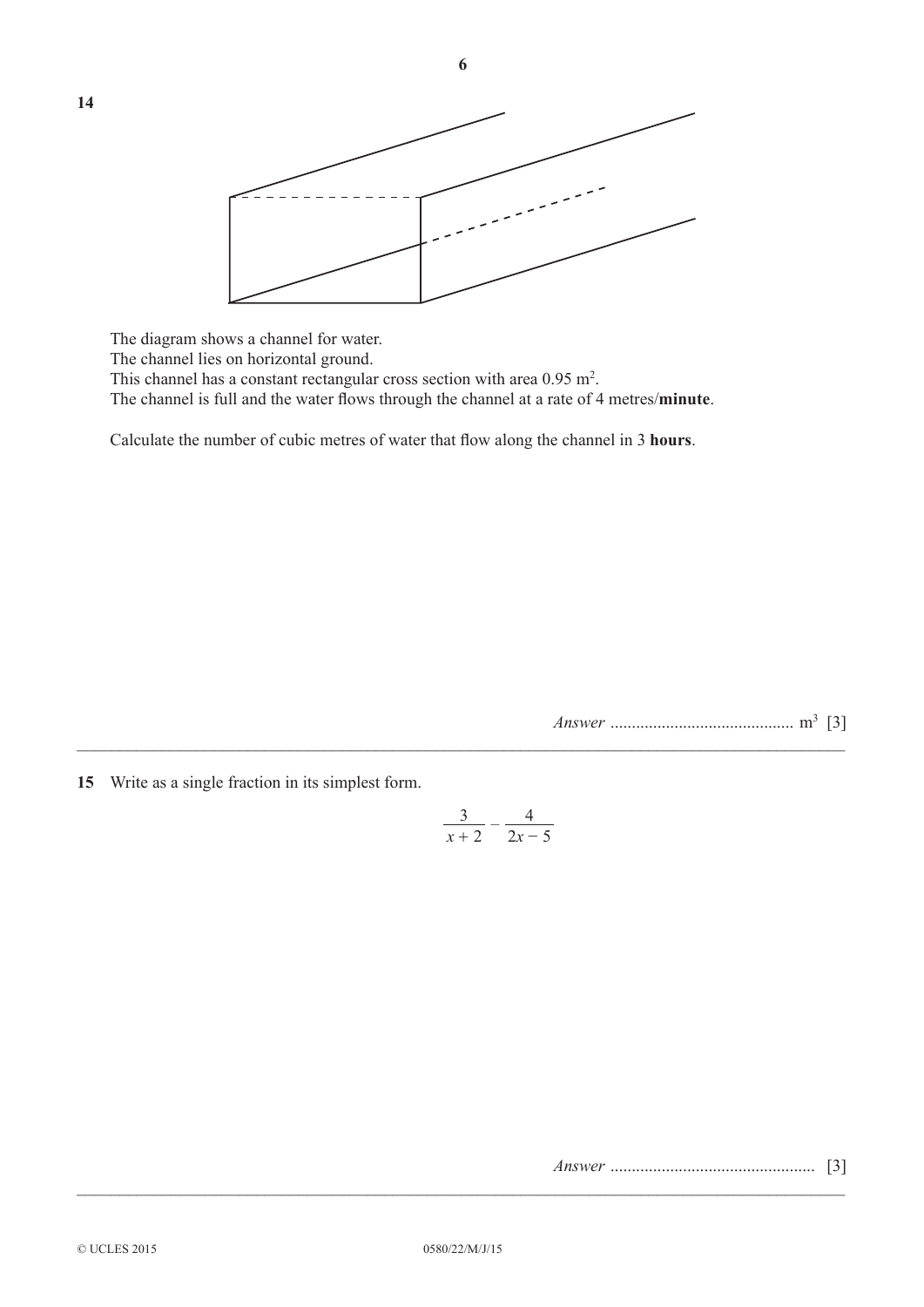**14**

The diagram shows a channel for water.
The channel lies on horizontal ground.
This channel has a constant rectangular cross section with area $0.95\text{ m}^2$.
The channel is full and the water flows through the channel at a rate of 4 metres/**minute**.

Calculate the number of cubic metres of water that flow along the channel in 3 **hours**.

*Answer* .......................................... $\text{m}^3$ [3]

---

**15** Write as a single fraction in its simplest form.

$$\frac{3}{x+2} - \frac{4}{2x-5}$$

*Answer* ................................................ [3]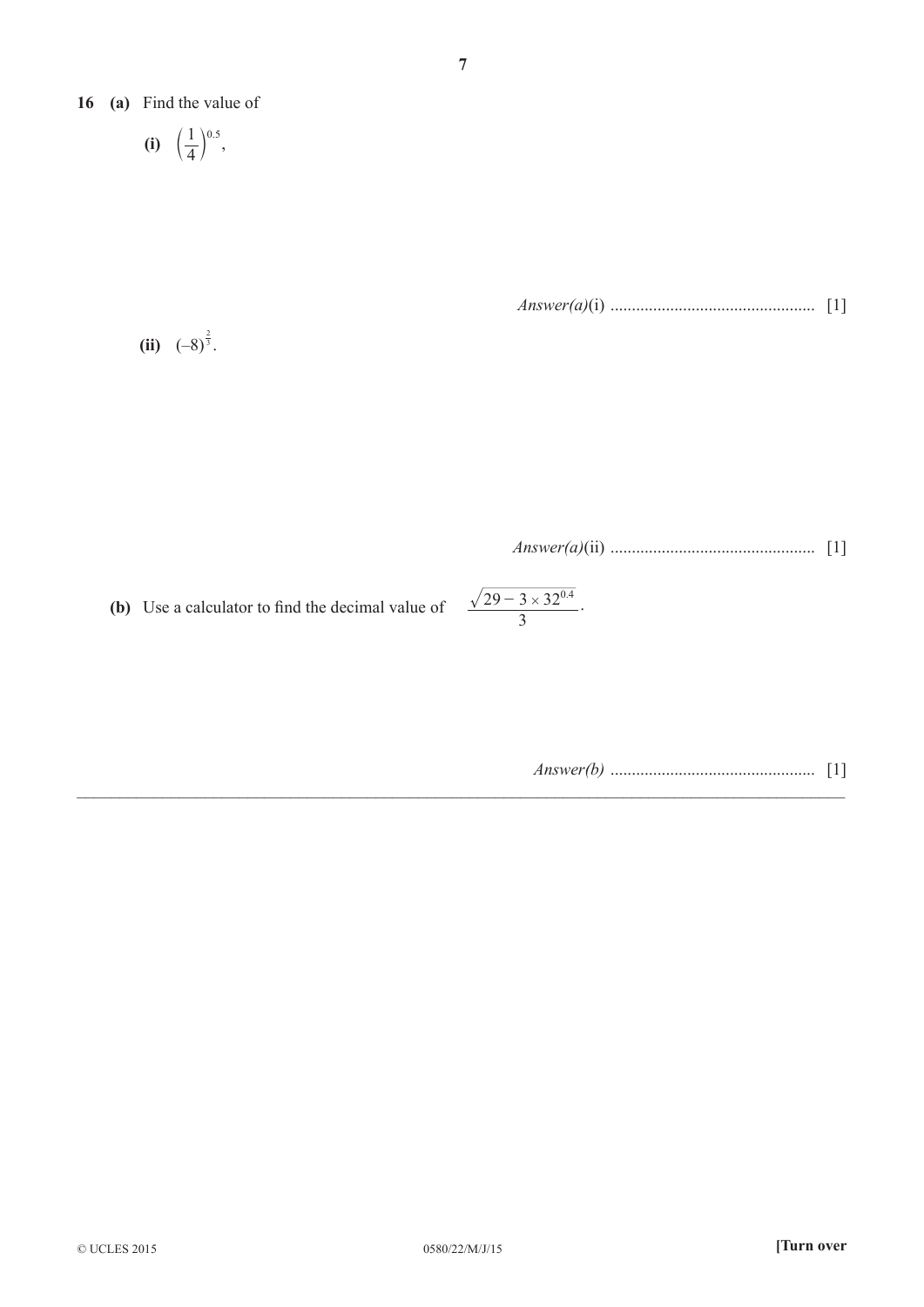**16** **(a)** Find the value of

**(i)** $\left(\frac{1}{4}\right)^{0.5}$,

*Answer(a)*(i) ................................................ [1]

**(ii)** $(-8)^{\frac{2}{3}}$.

*Answer(a)*(ii) ................................................ [1]

**(b)** Use a calculator to find the decimal value of $\dfrac{\sqrt{29 - 3 \times 32^{0.4}}}{3}$.

*Answer(b)* ................................................ [1]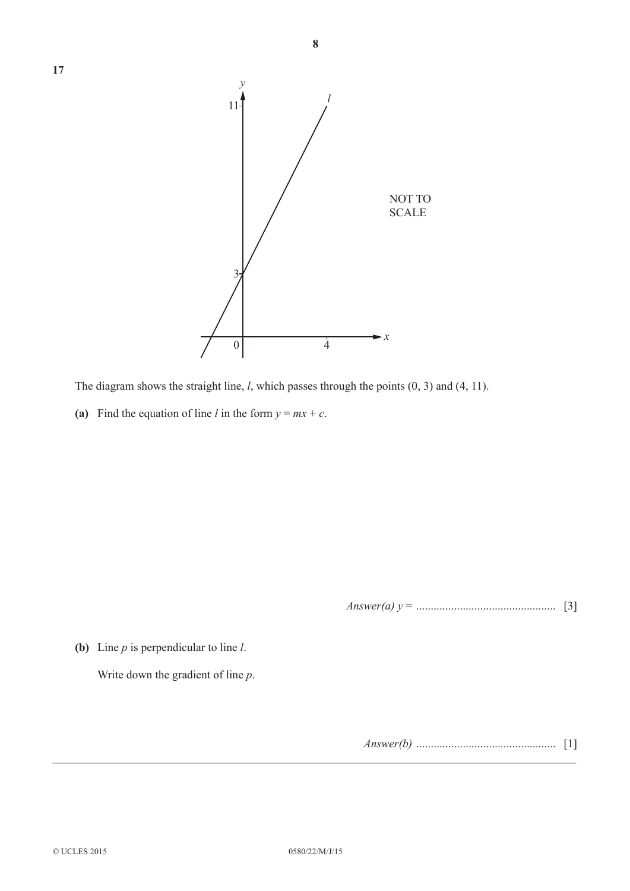**17**

NOT TO SCALE

The diagram shows the straight line, $l$, which passes through the points (0, 3) and (4, 11).

**(a)** Find the equation of line $l$ in the form $y = mx + c$.

*Answer(a)* $y$ = ................................................ [3]

**(b)** Line $p$ is perpendicular to line $l$.

Write down the gradient of line $p$.

*Answer(b)* ................................................ [1]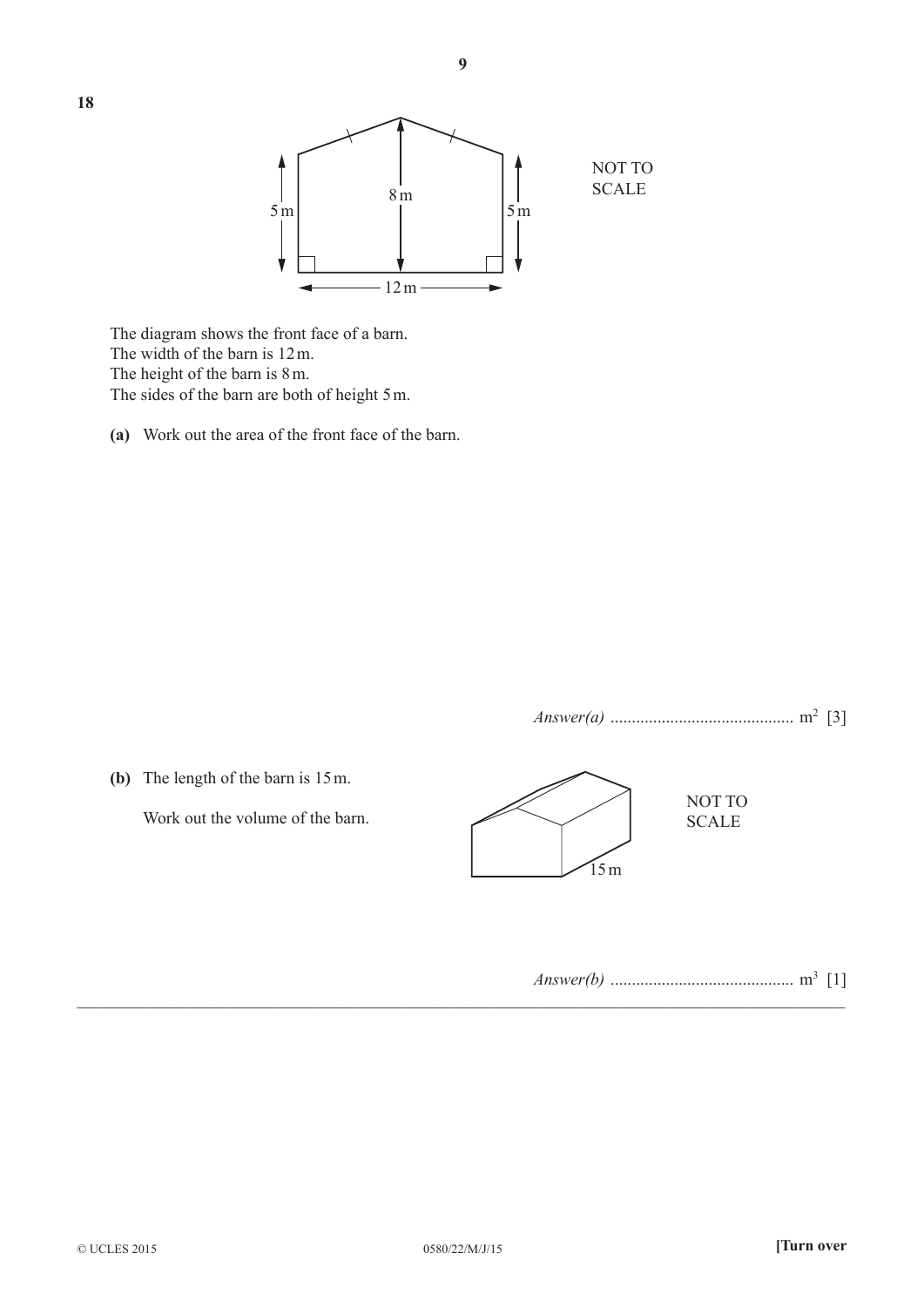**18**

NOT TO SCALE

The diagram shows the front face of a barn.
The width of the barn is 12 m.
The height of the barn is 8 m.
The sides of the barn are both of height 5 m.

**(a)** Work out the area of the front face of the barn.

*Answer(a)* ........................................... $m^2$ [3]

**(b)** The length of the barn is 15 m.

Work out the volume of the barn.

NOT TO SCALE

*Answer(b)* ........................................... $m^3$ [1]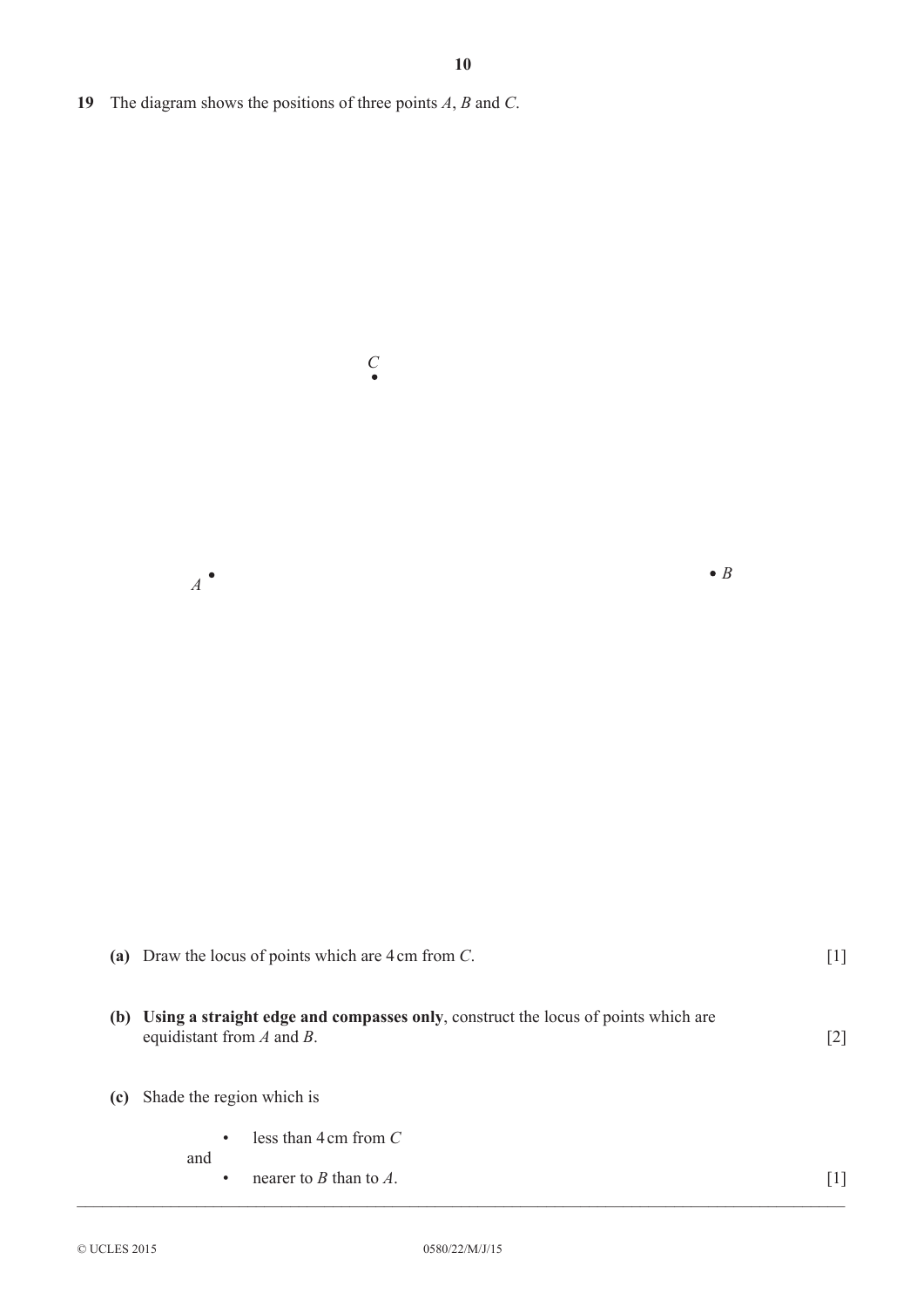**19** The diagram shows the positions of three points $A$, $B$ and $C$.

$C$

$A$ $B$

**(a)** Draw the locus of points which are 4 cm from $C$. [1]

**(b)** **Using a straight edge and compasses only**, construct the locus of points which are equidistant from $A$ and $B$. [2]

**(c)** Shade the region which is

- less than 4 cm from $C$

and

- nearer to $B$ than to $A$. [1]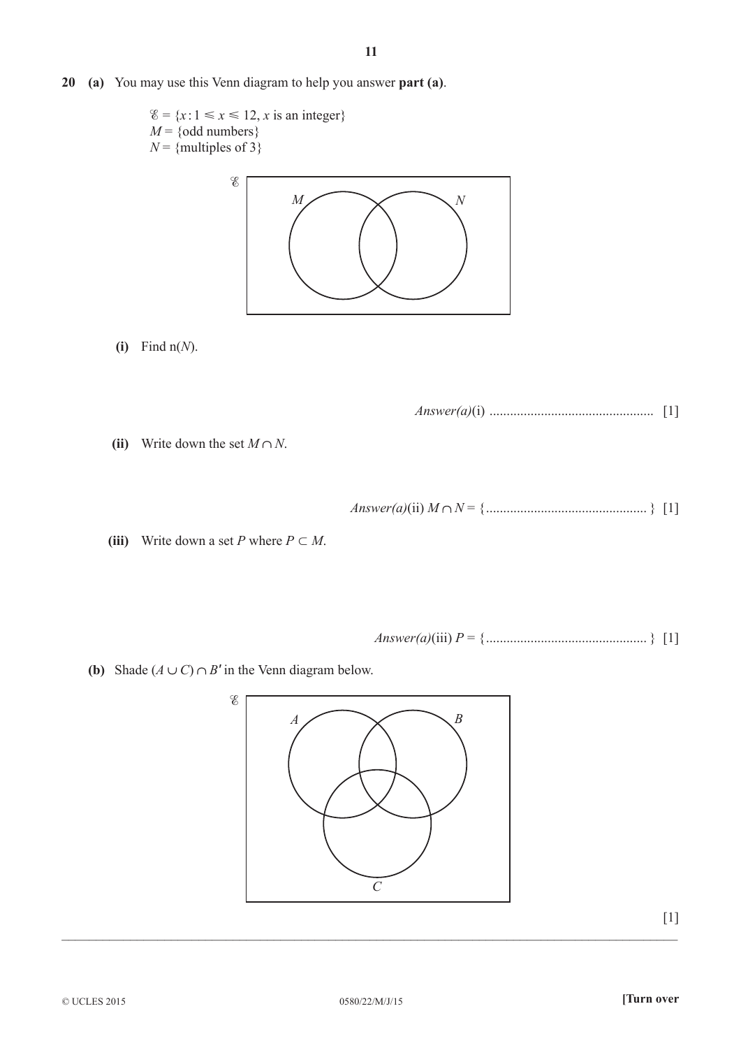**20** **(a)** You may use this Venn diagram to help you answer **part (a)**.

$\mathscr{E} = \{x : 1 \leqslant x \leqslant 12, x \text{ is an integer}\}$
$M$ = {odd numbers}
$N$ = {multiples of 3}

**(i)** Find $n(N)$.

*Answer(a)*(i) ................................................ [1]

**(ii)** Write down the set $M \cap N$.

*Answer(a)*(ii) $M \cap N$ = {.............................................. } [1]

**(iii)** Write down a set $P$ where $P \subset M$.

*Answer(a)*(iii) $P$ = {.............................................. } [1]

**(b)** Shade $(A \cup C) \cap B'$ in the Venn diagram below.

[1]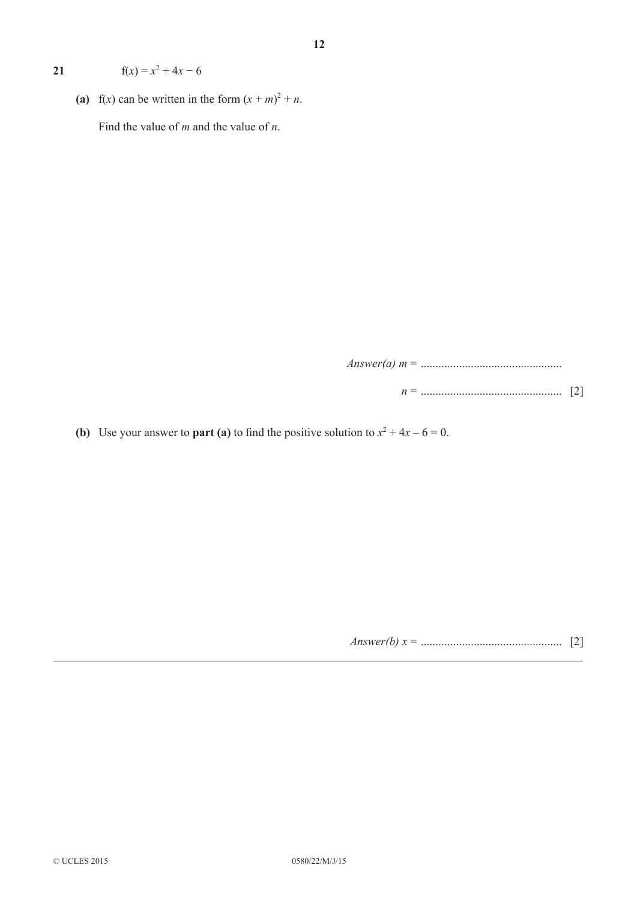**21** $\quad\quad f(x) = x^2 + 4x - 6$

**(a)** $f(x)$ can be written in the form $(x + m)^2 + n$.

Find the value of $m$ and the value of $n$.

*Answer(a)* $m$ = ................................................

$n$ = ................................................ [2]

**(b)** Use your answer to **part (a)** to find the positive solution to $x^2 + 4x - 6 = 0$.

*Answer(b)* $x$ = ................................................ [2]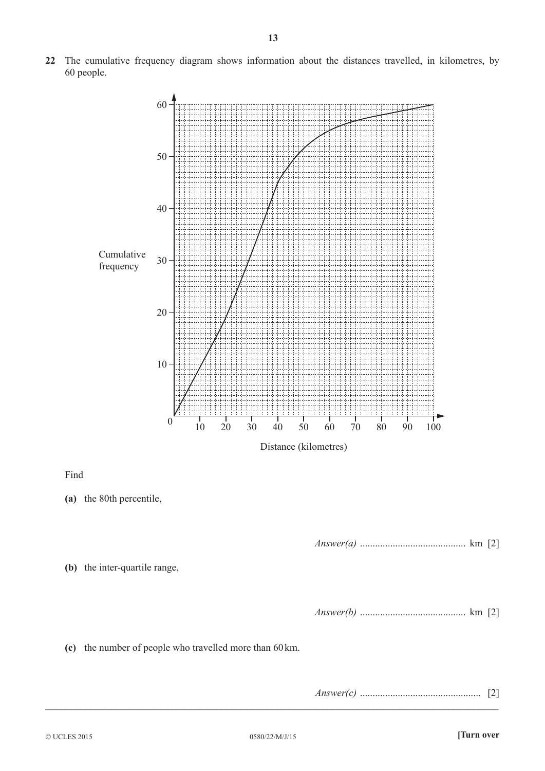**22** The cumulative frequency diagram shows information about the distances travelled, in kilometres, by 60 people.

Find

**(a)** the 80th percentile,

*Answer(a)* ......................................... km [2]

**(b)** the inter-quartile range,

*Answer(b)* ......................................... km [2]

**(c)** the number of people who travelled more than 60 km.

*Answer(c)* ............................................... [2]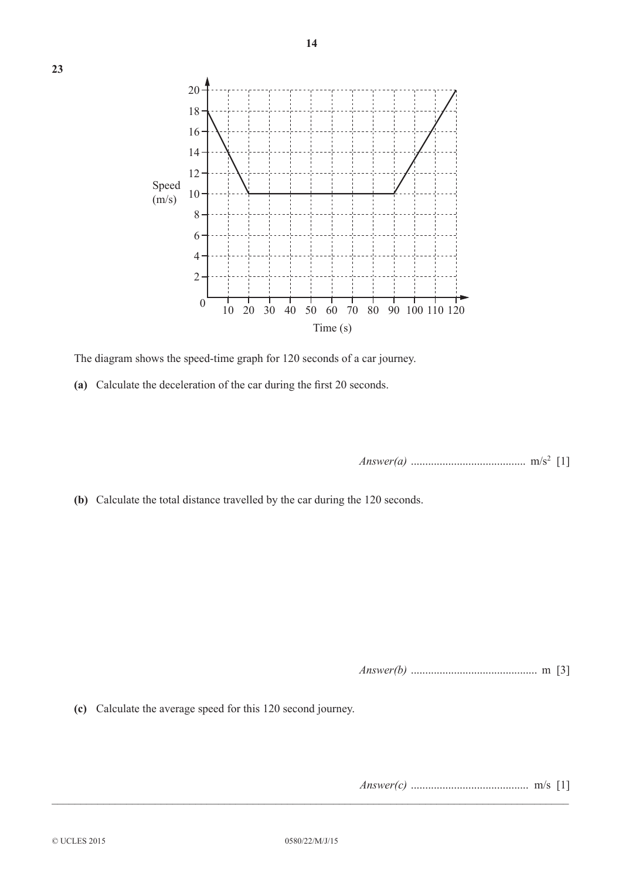**23**

The diagram shows the speed-time graph for 120 seconds of a car journey.

**(a)** Calculate the deceleration of the car during the first 20 seconds.

*Answer(a)* ........................................ $m/s^2$ [1]

**(b)** Calculate the total distance travelled by the car during the 120 seconds.

*Answer(b)* ............................................ m [3]

**(c)** Calculate the average speed for this 120 second journey.

*Answer(c)* ......................................... m/s [1]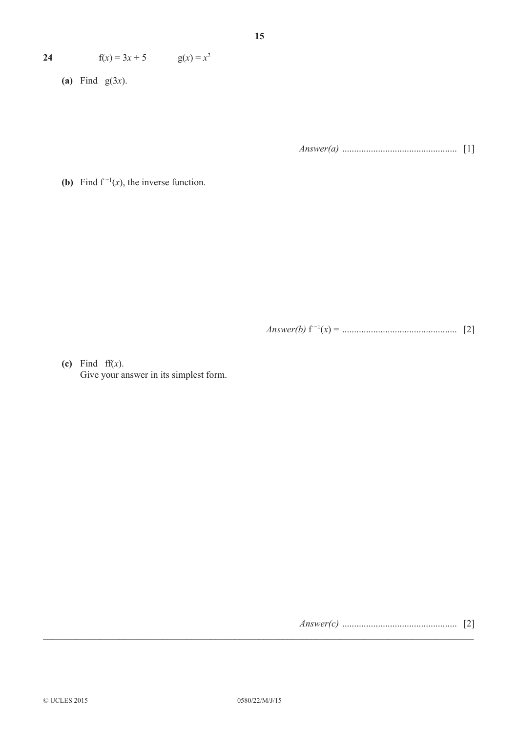**24** $\quad f(x) = 3x + 5 \qquad g(x) = x^2$

**(a)** Find $g(3x)$.

*Answer(a)* ................................................ [1]

**(b)** Find $f^{-1}(x)$, the inverse function.

*Answer(b)* $f^{-1}(x) =$ ................................................ [2]

**(c)** Find $ff(x)$.
Give your answer in its simplest form.

*Answer(c)* ................................................ [2]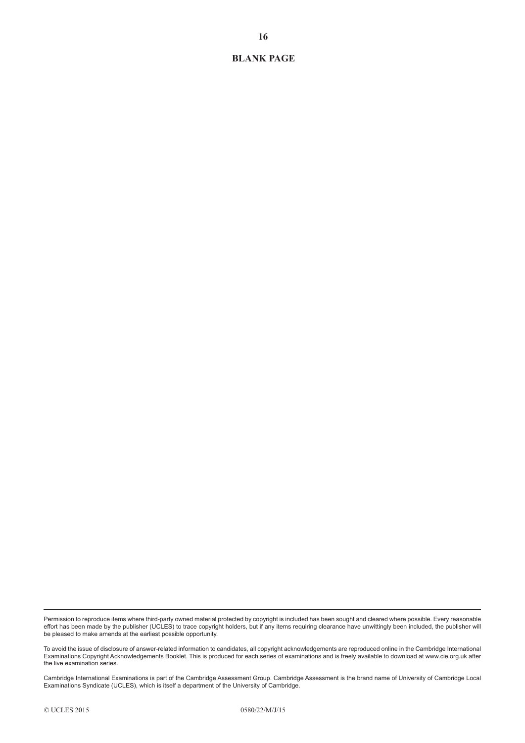**BLANK PAGE**

Permission to reproduce items where third-party owned material protected by copyright is included has been sought and cleared where possible. Every reasonable effort has been made by the publisher (UCLES) to trace copyright holders, but if any items requiring clearance have unwittingly been included, the publisher will be pleased to make amends at the earliest possible opportunity.

To avoid the issue of disclosure of answer-related information to candidates, all copyright acknowledgements are reproduced online in the Cambridge International Examinations Copyright Acknowledgements Booklet. This is produced for each series of examinations and is freely available to download at www.cie.org.uk after the live examination series.

Cambridge International Examinations is part of the Cambridge Assessment Group. Cambridge Assessment is the brand name of University of Cambridge Local Examinations Syndicate (UCLES), which is itself a department of the University of Cambridge.

© UCLES 2015 0580/22/M/J/15